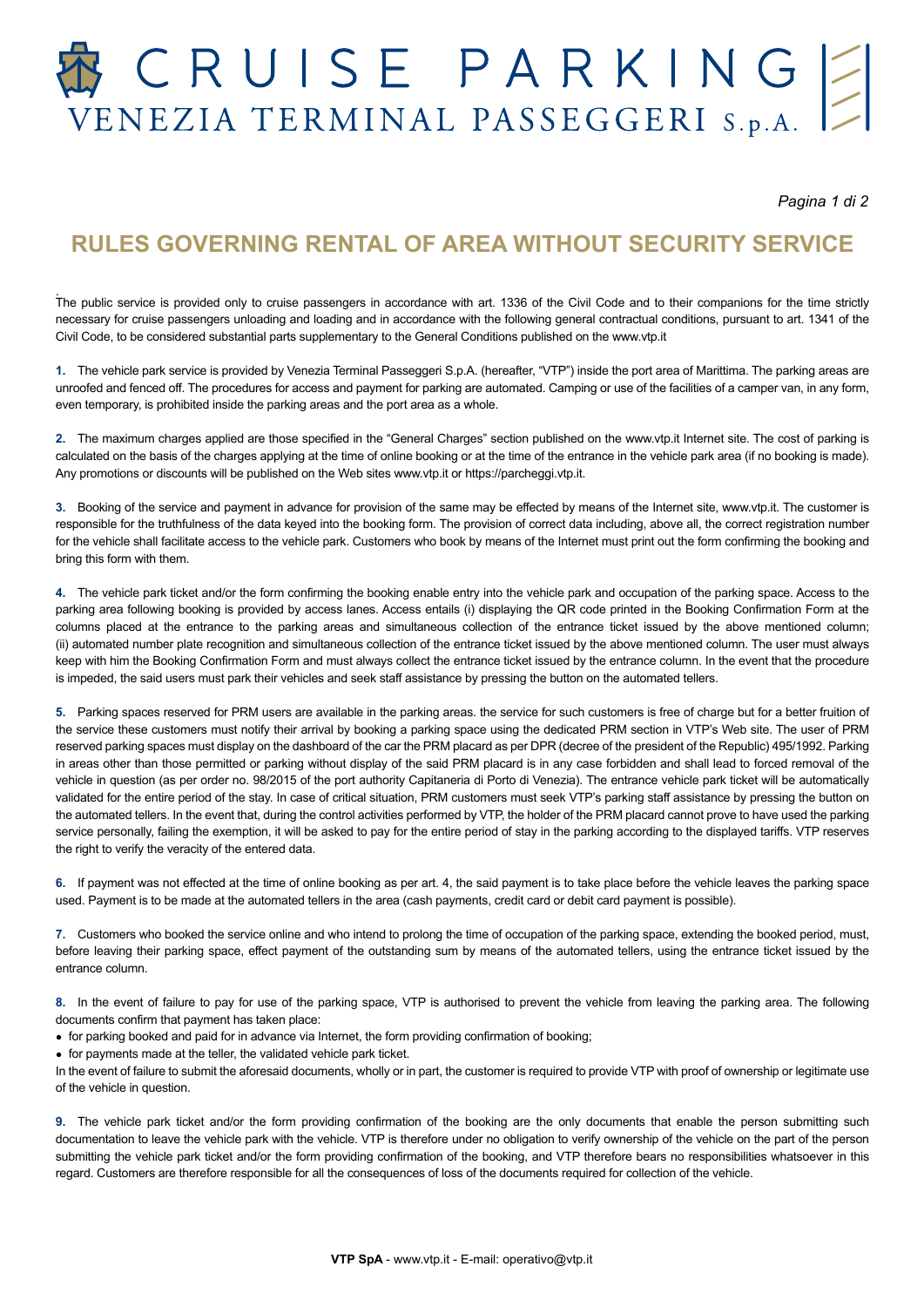# CRUISE PARKING
## VENEZIA TERMINAL PASSEGGERI S.p.A.

## RULES GOVERNING RENTAL OF AREA WITHOUT SECURITY SERVICE

The public service is provided only to cruise passengers in accordance with art. 1336 of the Civil Code and to their companions for the time strictly necessary for cruise passengers unloading and loading and in accordance with the following general contractual conditions, pursuant to art. 1341 of the Civil Code, to be considered substantial parts supplementary to the General Conditions published on the www.vtp.it

**1.** The vehicle park service is provided by Venezia Terminal Passeggeri S.p.A. (hereafter, "VTP") inside the port area of Marittima. The parking areas are unroofed and fenced off. The procedures for access and payment for parking are automated. Camping or use of the facilities of a camper van, in any form, even temporary, is prohibited inside the parking areas and the port area as a whole.

**2.** The maximum charges applied are those specified in the "General Charges" section published on the www.vtp.it Internet site. The cost of parking is calculated on the basis of the charges applying at the time of online booking or at the time of the entrance in the vehicle park area (if no booking is made). Any promotions or discounts will be published on the Web sites www.vtp.it or https://parcheggi.vtp.it.

**3.** Booking of the service and payment in advance for provision of the same may be effected by means of the Internet site, www.vtp.it. The customer is responsible for the truthfulness of the data keyed into the booking form. The provision of correct data including, above all, the correct registration number for the vehicle shall facilitate access to the vehicle park. Customers who book by means of the Internet must print out the form confirming the booking and bring this form with them.

**4.** The vehicle park ticket and/or the form confirming the booking enable entry into the vehicle park and occupation of the parking space. Access to the parking area following booking is provided by access lanes. Access entails (i) displaying the QR code printed in the Booking Confirmation Form at the columns placed at the entrance to the parking areas and simultaneous collection of the entrance ticket issued by the above mentioned column; (ii) automated number plate recognition and simultaneous collection of the entrance ticket issued by the above mentioned column. The user must always keep with him the Booking Confirmation Form and must always collect the entrance ticket issued by the entrance column. In the event that the procedure is impeded, the said users must park their vehicles and seek staff assistance by pressing the button on the automated tellers.

**5.** Parking spaces reserved for PRM users are available in the parking areas. the service for such customers is free of charge but for a better fruition of the service these customers must notify their arrival by booking a parking space using the dedicated PRM section in VTP's Web site. The user of PRM reserved parking spaces must display on the dashboard of the car the PRM placard as per DPR (decree of the president of the Republic) 495/1992. Parking in areas other than those permitted or parking without display of the said PRM placard is in any case forbidden and shall lead to forced removal of the vehicle in question (as per order no. 98/2015 of the port authority Capitaneria di Porto di Venezia). The entrance vehicle park ticket will be automatically validated for the entire period of the stay. In case of critical situation, PRM customers must seek VTP's parking staff assistance by pressing the button on the automated tellers. In the event that, during the control activities performed by VTP, the holder of the PRM placard cannot prove to have used the parking service personally, failing the exemption, it will be asked to pay for the entire period of stay in the parking according to the displayed tariffs. VTP reserves the right to verify the veracity of the entered data.

**6.** If payment was not effected at the time of online booking as per art. 4, the said payment is to take place before the vehicle leaves the parking space used. Payment is to be made at the automated tellers in the area (cash payments, credit card or debit card payment is possible).

**7.** Customers who booked the service online and who intend to prolong the time of occupation of the parking space, extending the booked period, must, before leaving their parking space, effect payment of the outstanding sum by means of the automated tellers, using the entrance ticket issued by the entrance column.

**8.** In the event of failure to pay for use of the parking space, VTP is authorised to prevent the vehicle from leaving the parking area. The following documents confirm that payment has taken place:

- for parking booked and paid for in advance via Internet, the form providing confirmation of booking;
- for payments made at the teller, the validated vehicle park ticket.

In the event of failure to submit the aforesaid documents, wholly or in part, the customer is required to provide VTP with proof of ownership or legitimate use of the vehicle in question.

**9.** The vehicle park ticket and/or the form providing confirmation of the booking are the only documents that enable the person submitting such documentation to leave the vehicle park with the vehicle. VTP is therefore under no obligation to verify ownership of the vehicle on the part of the person submitting the vehicle park ticket and/or the form providing confirmation of the booking, and VTP therefore bears no responsibilities whatsoever in this regard. Customers are therefore responsible for all the consequences of loss of the documents required for collection of the vehicle.

**VTP SpA** - www.vtp.it - E-mail: operativo@vtp.it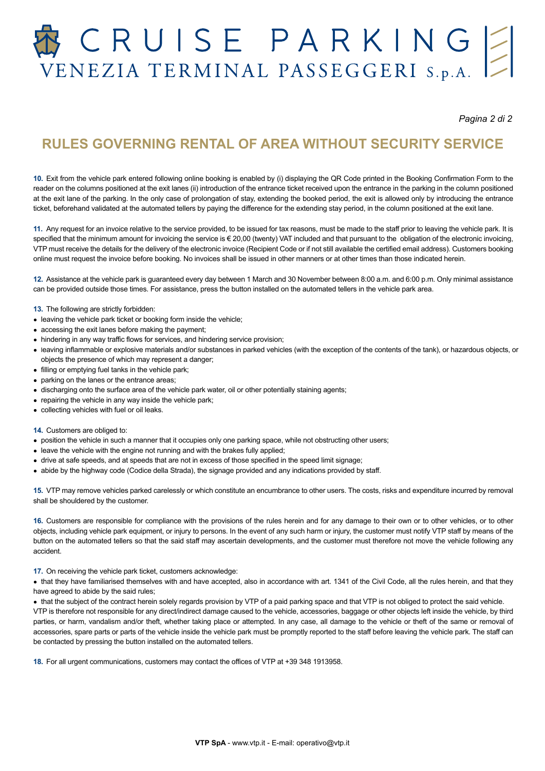# RULES GOVERNING RENTAL OF AREA WITHOUT SECURITY SERVICE

**10.** Exit from the vehicle park entered following online booking is enabled by (i) displaying the QR Code printed in the Booking Confirmation Form to the reader on the columns positioned at the exit lanes (ii) introduction of the entrance ticket received upon the entrance in the parking in the column positioned at the exit lane of the parking. In the only case of prolongation of stay, extending the booked period, the exit is allowed only by introducing the entrance ticket, beforehand validated at the automated tellers by paying the difference for the extending stay period, in the column positioned at the exit lane.

**11.** Any request for an invoice relative to the service provided, to be issued for tax reasons, must be made to the staff prior to leaving the vehicle park. It is specified that the minimum amount for invoicing the service is € 20,00 (twenty) VAT included and that pursuant to the obligation of the electronic invoicing, VTP must receive the details for the delivery of the electronic invoice (Recipient Code or if not still available the certified email address). Customers booking online must request the invoice before booking. No invoices shall be issued in other manners or at other times than those indicated herein.

**12.** Assistance at the vehicle park is guaranteed every day between 1 March and 30 November between 8:00 a.m. and 6:00 p.m. Only minimal assistance can be provided outside those times. For assistance, press the button installed on the automated tellers in the vehicle park area.

**13.** The following are strictly forbidden:

- leaving the vehicle park ticket or booking form inside the vehicle;
- accessing the exit lanes before making the payment;
- hindering in any way traffic flows for services, and hindering service provision;
- leaving inflammable or explosive materials and/or substances in parked vehicles (with the exception of the contents of the tank), or hazardous objects, or objects the presence of which may represent a danger;
- filling or emptying fuel tanks in the vehicle park;
- parking on the lanes or the entrance areas;
- discharging onto the surface area of the vehicle park water, oil or other potentially staining agents;
- repairing the vehicle in any way inside the vehicle park;
- collecting vehicles with fuel or oil leaks.

**14.** Customers are obliged to:

- position the vehicle in such a manner that it occupies only one parking space, while not obstructing other users;
- leave the vehicle with the engine not running and with the brakes fully applied;
- drive at safe speeds, and at speeds that are not in excess of those specified in the speed limit signage;
- abide by the highway code (Codice della Strada), the signage provided and any indications provided by staff.

**15.** VTP may remove vehicles parked carelessly or which constitute an encumbrance to other users. The costs, risks and expenditure incurred by removal shall be shouldered by the customer.

**16.** Customers are responsible for compliance with the provisions of the rules herein and for any damage to their own or to other vehicles, or to other objects, including vehicle park equipment, or injury to persons. In the event of any such harm or injury, the customer must notify VTP staff by means of the button on the automated tellers so that the said staff may ascertain developments, and the customer must therefore not move the vehicle following any accident.

**17.** On receiving the vehicle park ticket, customers acknowledge:

- that they have familiarised themselves with and have accepted, also in accordance with art. 1341 of the Civil Code, all the rules herein, and that they have agreed to abide by the said rules;
- that the subject of the contract herein solely regards provision by VTP of a paid parking space and that VTP is not obliged to protect the said vehicle.

VTP is therefore not responsible for any direct/indirect damage caused to the vehicle, accessories, baggage or other objects left inside the vehicle, by third parties, or harm, vandalism and/or theft, whether taking place or attempted. In any case, all damage to the vehicle or theft of the same or removal of accessories, spare parts or parts of the vehicle inside the vehicle park must be promptly reported to the staff before leaving the vehicle park. The staff can be contacted by pressing the button installed on the automated tellers.

**18.** For all urgent communications, customers may contact the offices of VTP at +39 348 1913958.